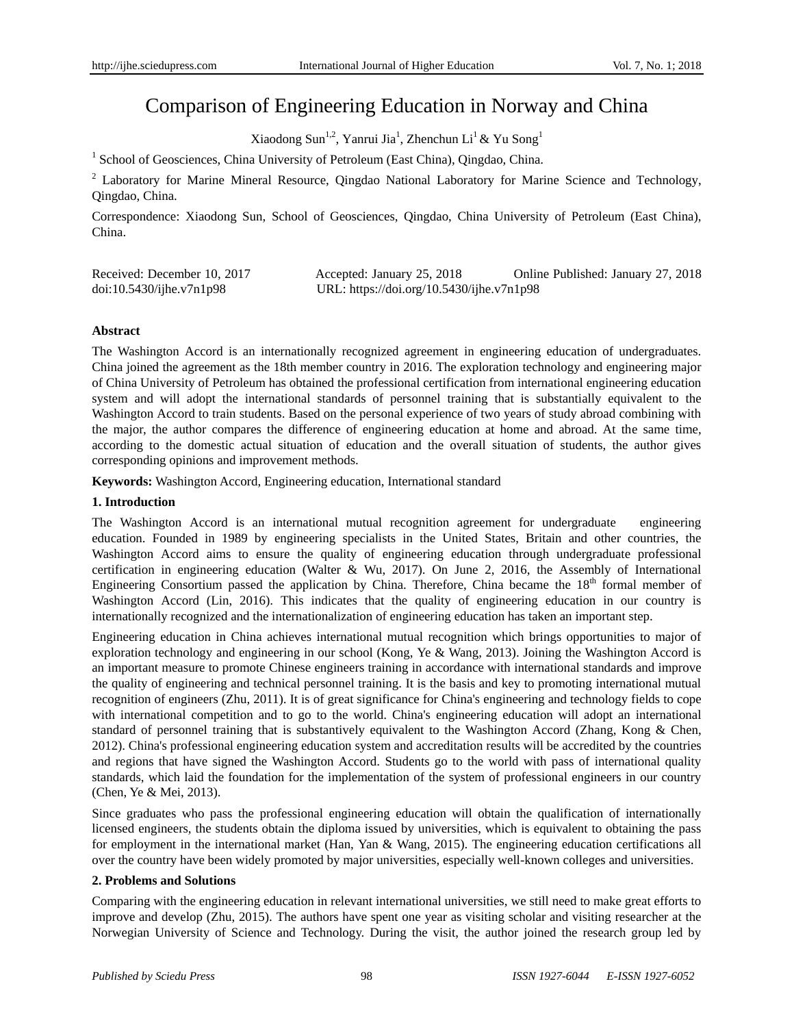# Comparison of Engineering Education in Norway and China

Xiaodong Sun[1,2], Yanrui Jia[1], Zhenchun Li[1] & Yu Song[1]

[1] School of Geosciences, China University of Petroleum (East China), Qingdao, China.

[2] Laboratory for Marine Mineral Resource, Qingdao National Laboratory for Marine Science and Technology, Qingdao, China.

Correspondence: Xiaodong Sun, School of Geosciences, Qingdao, China University of Petroleum (East China), China.

Received: December 10, 2017 Accepted: January 25, 2018 Online Published: January 27, 2018
doi:10.5430/ijhe.v7n1p98 URL: https://doi.org/10.5430/ijhe.v7n1p98

**Abstract**

The Washington Accord is an internationally recognized agreement in engineering education of undergraduates. China joined the agreement as the 18th member country in 2016. The exploration technology and engineering major of China University of Petroleum has obtained the professional certification from international engineering education system and will adopt the international standards of personnel training that is substantially equivalent to the Washington Accord to train students. Based on the personal experience of two years of study abroad combining with the major, the author compares the difference of engineering education at home and abroad. At the same time, according to the domestic actual situation of education and the overall situation of students, the author gives corresponding opinions and improvement methods.

**Keywords:** Washington Accord, Engineering education, International standard

## 1. Introduction

The Washington Accord is an international mutual recognition agreement for undergraduate engineering education. Founded in 1989 by engineering specialists in the United States, Britain and other countries, the Washington Accord aims to ensure the quality of engineering education through undergraduate professional certification in engineering education (Walter & Wu, 2017). On June 2, 2016, the Assembly of International Engineering Consortium passed the application by China. Therefore, China became the 18th formal member of Washington Accord (Lin, 2016). This indicates that the quality of engineering education in our country is internationally recognized and the internationalization of engineering education has taken an important step.

Engineering education in China achieves international mutual recognition which brings opportunities to major of exploration technology and engineering in our school (Kong, Ye & Wang, 2013). Joining the Washington Accord is an important measure to promote Chinese engineers training in accordance with international standards and improve the quality of engineering and technical personnel training. It is the basis and key to promoting international mutual recognition of engineers (Zhu, 2011). It is of great significance for China's engineering and technology fields to cope with international competition and to go to the world. China's engineering education will adopt an international standard of personnel training that is substantively equivalent to the Washington Accord (Zhang, Kong & Chen, 2012). China's professional engineering education system and accreditation results will be accredited by the countries and regions that have signed the Washington Accord. Students go to the world with pass of international quality standards, which laid the foundation for the implementation of the system of professional engineers in our country (Chen, Ye & Mei, 2013).

Since graduates who pass the professional engineering education will obtain the qualification of internationally licensed engineers, the students obtain the diploma issued by universities, which is equivalent to obtaining the pass for employment in the international market (Han, Yan & Wang, 2015). The engineering education certifications all over the country have been widely promoted by major universities, especially well-known colleges and universities.

## 2. Problems and Solutions

Comparing with the engineering education in relevant international universities, we still need to make great efforts to improve and develop (Zhu, 2015). The authors have spent one year as visiting scholar and visiting researcher at the Norwegian University of Science and Technology. During the visit, the author joined the research group led by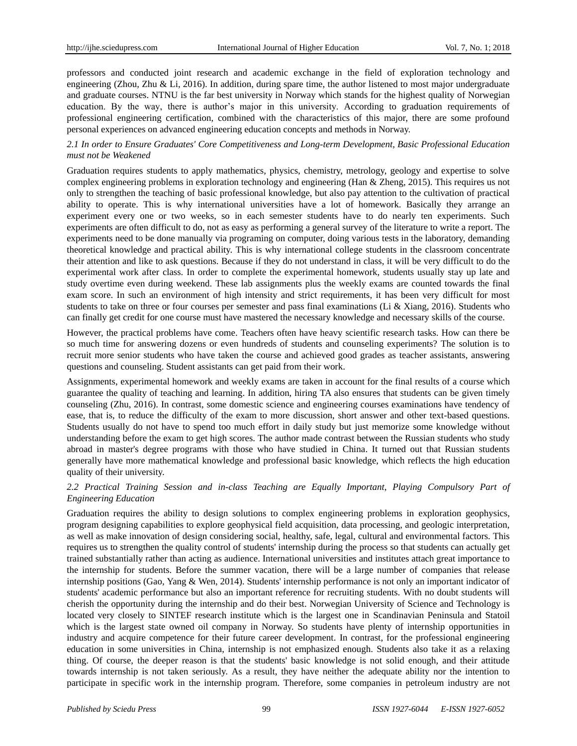professors and conducted joint research and academic exchange in the field of exploration technology and engineering (Zhou, Zhu & Li, 2016). In addition, during spare time, the author listened to most major undergraduate and graduate courses. NTNU is the far best university in Norway which stands for the highest quality of Norwegian education. By the way, there is author's major in this university. According to graduation requirements of professional engineering certification, combined with the characteristics of this major, there are some profound personal experiences on advanced engineering education concepts and methods in Norway.

### *2.1 In order to Ensure Graduates' Core Competitiveness and Long-term Development, Basic Professional Education must not be Weakened*

Graduation requires students to apply mathematics, physics, chemistry, metrology, geology and expertise to solve complex engineering problems in exploration technology and engineering (Han & Zheng, 2015). This requires us not only to strengthen the teaching of basic professional knowledge, but also pay attention to the cultivation of practical ability to operate. This is why international universities have a lot of homework. Basically they arrange an experiment every one or two weeks, so in each semester students have to do nearly ten experiments. Such experiments are often difficult to do, not as easy as performing a general survey of the literature to write a report. The experiments need to be done manually via programing on computer, doing various tests in the laboratory, demanding theoretical knowledge and practical ability. This is why international college students in the classroom concentrate their attention and like to ask questions. Because if they do not understand in class, it will be very difficult to do the experimental work after class. In order to complete the experimental homework, students usually stay up late and study overtime even during weekend. These lab assignments plus the weekly exams are counted towards the final exam score. In such an environment of high intensity and strict requirements, it has been very difficult for most students to take on three or four courses per semester and pass final examinations (Li & Xiang, 2016). Students who can finally get credit for one course must have mastered the necessary knowledge and necessary skills of the course.

However, the practical problems have come. Teachers often have heavy scientific research tasks. How can there be so much time for answering dozens or even hundreds of students and counseling experiments? The solution is to recruit more senior students who have taken the course and achieved good grades as teacher assistants, answering questions and counseling. Student assistants can get paid from their work.

Assignments, experimental homework and weekly exams are taken in account for the final results of a course which guarantee the quality of teaching and learning. In addition, hiring TA also ensures that students can be given timely counseling (Zhu, 2016). In contrast, some domestic science and engineering courses examinations have tendency of ease, that is, to reduce the difficulty of the exam to more discussion, short answer and other text-based questions. Students usually do not have to spend too much effort in daily study but just memorize some knowledge without understanding before the exam to get high scores. The author made contrast between the Russian students who study abroad in master's degree programs with those who have studied in China. It turned out that Russian students generally have more mathematical knowledge and professional basic knowledge, which reflects the high education quality of their university.

### *2.2 Practical Training Session and in-class Teaching are Equally Important, Playing Compulsory Part of Engineering Education*

Graduation requires the ability to design solutions to complex engineering problems in exploration geophysics, program designing capabilities to explore geophysical field acquisition, data processing, and geologic interpretation, as well as make innovation of design considering social, healthy, safe, legal, cultural and environmental factors. This requires us to strengthen the quality control of students' internship during the process so that students can actually get trained substantially rather than acting as audience. International universities and institutes attach great importance to the internship for students. Before the summer vacation, there will be a large number of companies that release internship positions (Gao, Yang & Wen, 2014). Students' internship performance is not only an important indicator of students' academic performance but also an important reference for recruiting students. With no doubt students will cherish the opportunity during the internship and do their best. Norwegian University of Science and Technology is located very closely to SINTEF research institute which is the largest one in Scandinavian Peninsula and Statoil which is the largest state owned oil company in Norway. So students have plenty of internship opportunities in industry and acquire competence for their future career development. In contrast, for the professional engineering education in some universities in China, internship is not emphasized enough. Students also take it as a relaxing thing. Of course, the deeper reason is that the students' basic knowledge is not solid enough, and their attitude towards internship is not taken seriously. As a result, they have neither the adequate ability nor the intention to participate in specific work in the internship program. Therefore, some companies in petroleum industry are not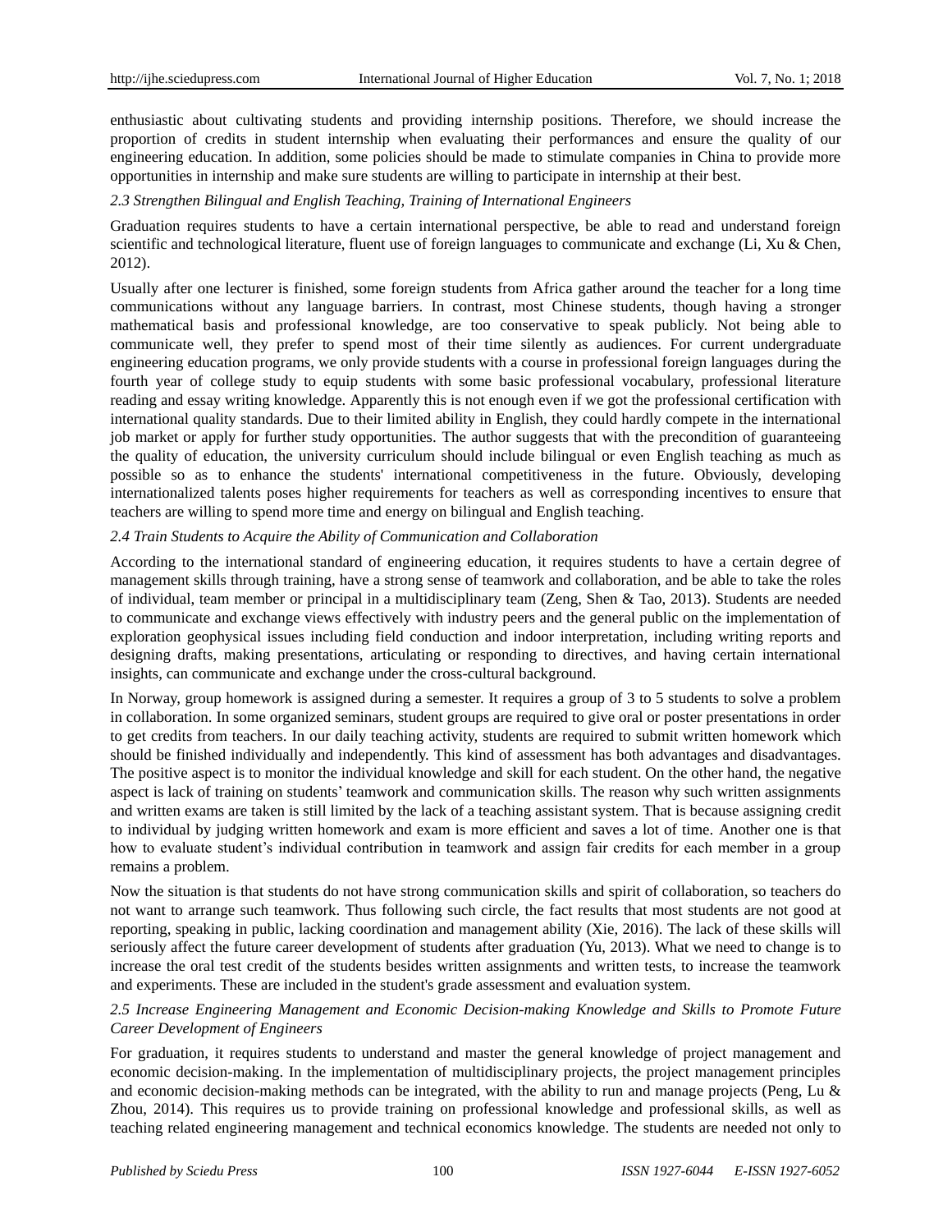enthusiastic about cultivating students and providing internship positions. Therefore, we should increase the proportion of credits in student internship when evaluating their performances and ensure the quality of our engineering education. In addition, some policies should be made to stimulate companies in China to provide more opportunities in internship and make sure students are willing to participate in internship at their best.

*2.3 Strengthen Bilingual and English Teaching, Training of International Engineers*

Graduation requires students to have a certain international perspective, be able to read and understand foreign scientific and technological literature, fluent use of foreign languages to communicate and exchange (Li, Xu & Chen, 2012).

Usually after one lecturer is finished, some foreign students from Africa gather around the teacher for a long time communications without any language barriers. In contrast, most Chinese students, though having a stronger mathematical basis and professional knowledge, are too conservative to speak publicly. Not being able to communicate well, they prefer to spend most of their time silently as audiences. For current undergraduate engineering education programs, we only provide students with a course in professional foreign languages during the fourth year of college study to equip students with some basic professional vocabulary, professional literature reading and essay writing knowledge. Apparently this is not enough even if we got the professional certification with international quality standards. Due to their limited ability in English, they could hardly compete in the international job market or apply for further study opportunities. The author suggests that with the precondition of guaranteeing the quality of education, the university curriculum should include bilingual or even English teaching as much as possible so as to enhance the students' international competitiveness in the future. Obviously, developing internationalized talents poses higher requirements for teachers as well as corresponding incentives to ensure that teachers are willing to spend more time and energy on bilingual and English teaching.

*2.4 Train Students to Acquire the Ability of Communication and Collaboration*

According to the international standard of engineering education, it requires students to have a certain degree of management skills through training, have a strong sense of teamwork and collaboration, and be able to take the roles of individual, team member or principal in a multidisciplinary team (Zeng, Shen & Tao, 2013). Students are needed to communicate and exchange views effectively with industry peers and the general public on the implementation of exploration geophysical issues including field conduction and indoor interpretation, including writing reports and designing drafts, making presentations, articulating or responding to directives, and having certain international insights, can communicate and exchange under the cross-cultural background.

In Norway, group homework is assigned during a semester. It requires a group of 3 to 5 students to solve a problem in collaboration. In some organized seminars, student groups are required to give oral or poster presentations in order to get credits from teachers. In our daily teaching activity, students are required to submit written homework which should be finished individually and independently. This kind of assessment has both advantages and disadvantages. The positive aspect is to monitor the individual knowledge and skill for each student. On the other hand, the negative aspect is lack of training on students' teamwork and communication skills. The reason why such written assignments and written exams are taken is still limited by the lack of a teaching assistant system. That is because assigning credit to individual by judging written homework and exam is more efficient and saves a lot of time. Another one is that how to evaluate student's individual contribution in teamwork and assign fair credits for each member in a group remains a problem.

Now the situation is that students do not have strong communication skills and spirit of collaboration, so teachers do not want to arrange such teamwork. Thus following such circle, the fact results that most students are not good at reporting, speaking in public, lacking coordination and management ability (Xie, 2016). The lack of these skills will seriously affect the future career development of students after graduation (Yu, 2013). What we need to change is to increase the oral test credit of the students besides written assignments and written tests, to increase the teamwork and experiments. These are included in the student's grade assessment and evaluation system.

*2.5 Increase Engineering Management and Economic Decision-making Knowledge and Skills to Promote Future Career Development of Engineers*

For graduation, it requires students to understand and master the general knowledge of project management and economic decision-making. In the implementation of multidisciplinary projects, the project management principles and economic decision-making methods can be integrated, with the ability to run and manage projects (Peng, Lu & Zhou, 2014). This requires us to provide training on professional knowledge and professional skills, as well as teaching related engineering management and technical economics knowledge. The students are needed not only to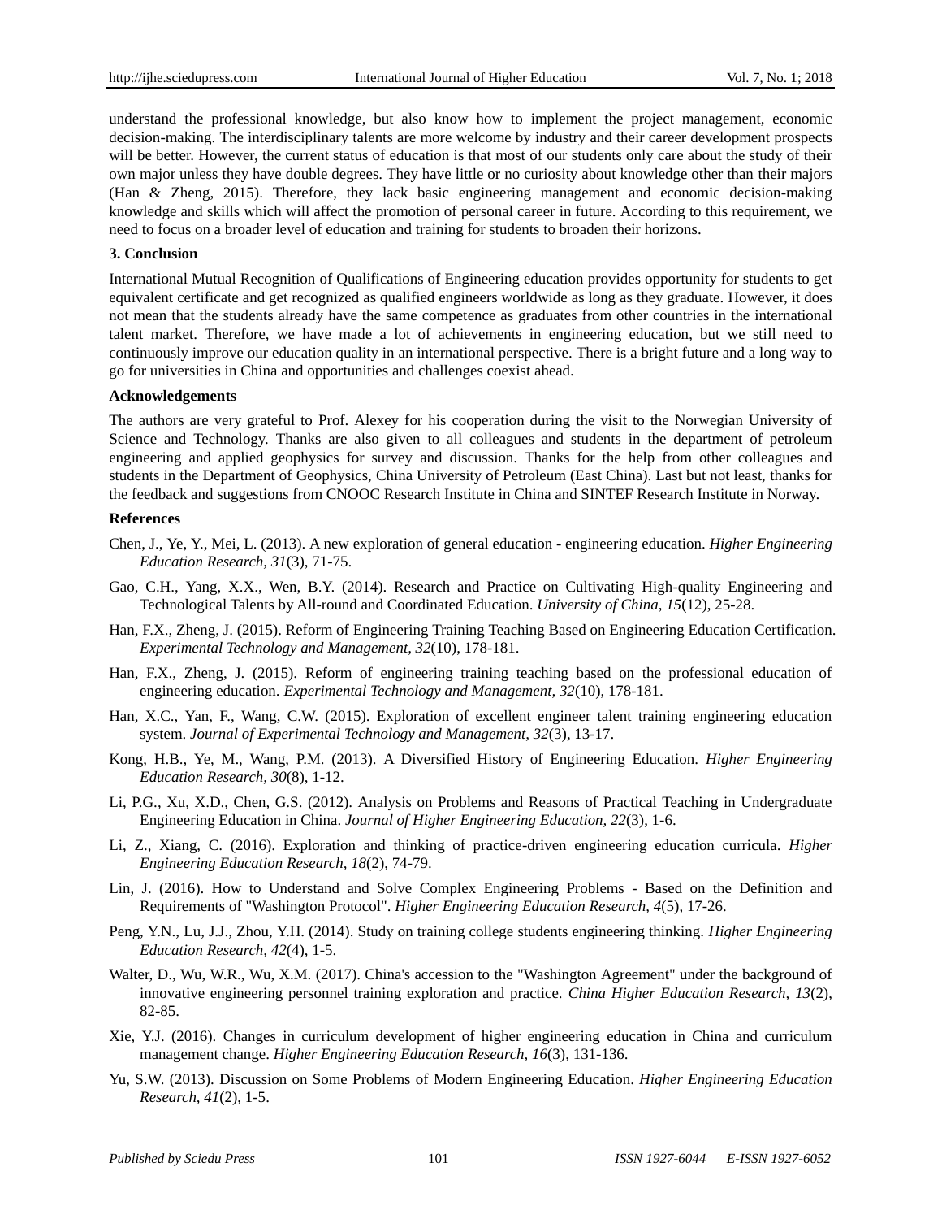understand the professional knowledge, but also know how to implement the project management, economic decision-making. The interdisciplinary talents are more welcome by industry and their career development prospects will be better. However, the current status of education is that most of our students only care about the study of their own major unless they have double degrees. They have little or no curiosity about knowledge other than their majors (Han & Zheng, 2015). Therefore, they lack basic engineering management and economic decision-making knowledge and skills which will affect the promotion of personal career in future. According to this requirement, we need to focus on a broader level of education and training for students to broaden their horizons.

## 3. Conclusion

International Mutual Recognition of Qualifications of Engineering education provides opportunity for students to get equivalent certificate and get recognized as qualified engineers worldwide as long as they graduate. However, it does not mean that the students already have the same competence as graduates from other countries in the international talent market. Therefore, we have made a lot of achievements in engineering education, but we still need to continuously improve our education quality in an international perspective. There is a bright future and a long way to go for universities in China and opportunities and challenges coexist ahead.

## Acknowledgements

The authors are very grateful to Prof. Alexey for his cooperation during the visit to the Norwegian University of Science and Technology. Thanks are also given to all colleagues and students in the department of petroleum engineering and applied geophysics for survey and discussion. Thanks for the help from other colleagues and students in the Department of Geophysics, China University of Petroleum (East China). Last but not least, thanks for the feedback and suggestions from CNOOC Research Institute in China and SINTEF Research Institute in Norway.

## References

Chen, J., Ye, Y., Mei, L. (2013). A new exploration of general education - engineering education. *Higher Engineering Education Research, 31*(3), 71-75.

Gao, C.H., Yang, X.X., Wen, B.Y. (2014). Research and Practice on Cultivating High-quality Engineering and Technological Talents by All-round and Coordinated Education. *University of China, 15*(12), 25-28.

Han, F.X., Zheng, J. (2015). Reform of Engineering Training Teaching Based on Engineering Education Certification. *Experimental Technology and Management, 32*(10), 178-181.

Han, F.X., Zheng, J. (2015). Reform of engineering training teaching based on the professional education of engineering education. *Experimental Technology and Management, 32*(10), 178-181.

Han, X.C., Yan, F., Wang, C.W. (2015). Exploration of excellent engineer talent training engineering education system. *Journal of Experimental Technology and Management, 32*(3), 13-17.

Kong, H.B., Ye, M., Wang, P.M. (2013). A Diversified History of Engineering Education. *Higher Engineering Education Research, 30*(8), 1-12.

Li, P.G., Xu, X.D., Chen, G.S. (2012). Analysis on Problems and Reasons of Practical Teaching in Undergraduate Engineering Education in China. *Journal of Higher Engineering Education, 22*(3), 1-6.

Li, Z., Xiang, C. (2016). Exploration and thinking of practice-driven engineering education curricula. *Higher Engineering Education Research*, *18*(2), 74-79.

Lin, J. (2016). How to Understand and Solve Complex Engineering Problems - Based on the Definition and Requirements of "Washington Protocol". *Higher Engineering Education Research*, *4*(5), 17-26.

Peng, Y.N., Lu, J.J., Zhou, Y.H. (2014). Study on training college students engineering thinking. *Higher Engineering Education Research*, *42*(4), 1-5.

Walter, D., Wu, W.R., Wu, X.M. (2017). China's accession to the "Washington Agreement" under the background of innovative engineering personnel training exploration and practice. *China Higher Education Research, 13*(2), 82-85.

Xie, Y.J. (2016). Changes in curriculum development of higher engineering education in China and curriculum management change. *Higher Engineering Education Research, 16*(3), 131-136.

Yu, S.W. (2013). Discussion on Some Problems of Modern Engineering Education. *Higher Engineering Education Research, 41*(2), 1-5.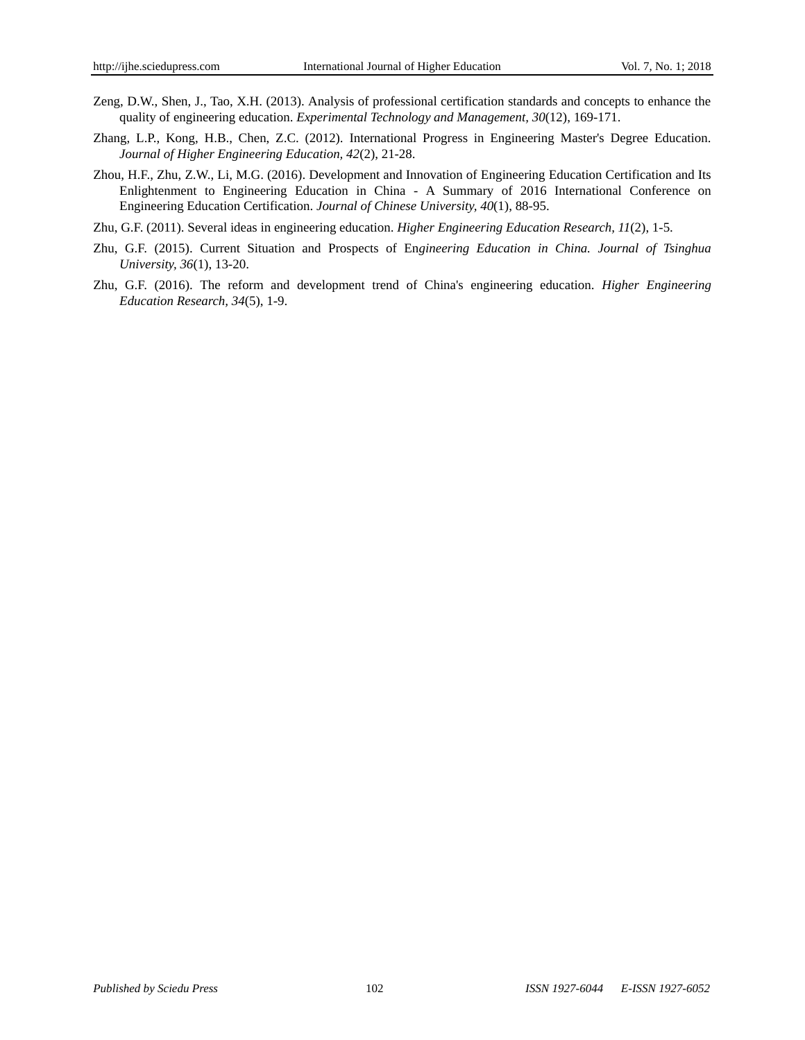Zeng, D.W., Shen, J., Tao, X.H. (2013). Analysis of professional certification standards and concepts to enhance the quality of engineering education. *Experimental Technology and Management, 30*(12), 169-171.

Zhang, L.P., Kong, H.B., Chen, Z.C. (2012). International Progress in Engineering Master's Degree Education. *Journal of Higher Engineering Education, 42*(2), 21-28.

Zhou, H.F., Zhu, Z.W., Li, M.G. (2016). Development and Innovation of Engineering Education Certification and Its Enlightenment to Engineering Education in China - A Summary of 2016 International Conference on Engineering Education Certification. *Journal of Chinese University, 40*(1), 88-95.

Zhu, G.F. (2011). Several ideas in engineering education. *Higher Engineering Education Research, 11*(2), 1-5.

Zhu, G.F. (2015). Current Situation and Prospects of En*gineering Education in China. Journal of Tsinghua University, 36*(1), 13-20.

Zhu, G.F. (2016). The reform and development trend of China's engineering education. *Higher Engineering Education Research, 34*(5), 1-9.